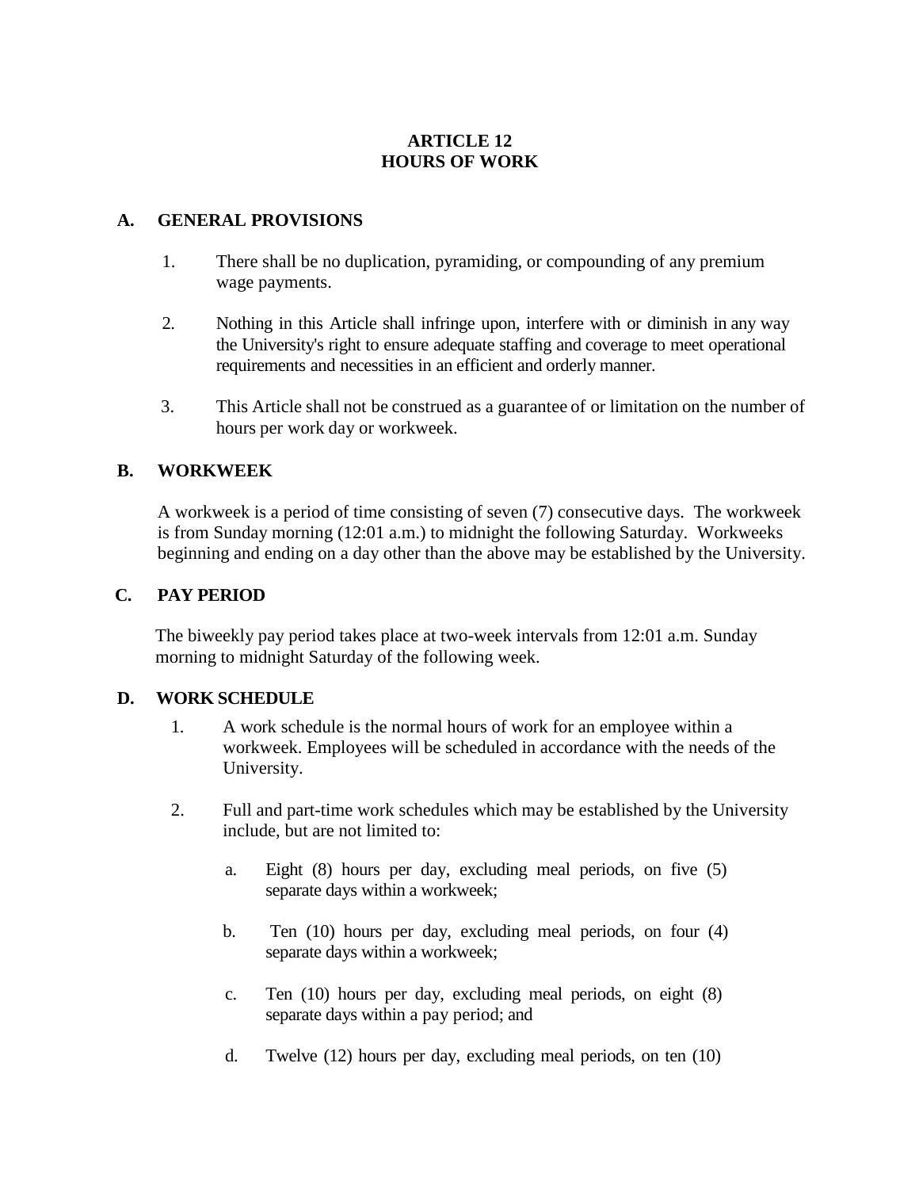# ARTICLE 12
# HOURS OF WORK

## A. GENERAL PROVISIONS

1. There shall be no duplication, pyramiding, or compounding of any premium wage payments.

2. Nothing in this Article shall infringe upon, interfere with or diminish in any way the University's right to ensure adequate staffing and coverage to meet operational requirements and necessities in an efficient and orderly manner.

3. This Article shall not be construed as a guarantee of or limitation on the number of hours per work day or workweek.

## B. WORKWEEK

A workweek is a period of time consisting of seven (7) consecutive days. The workweek is from Sunday morning (12:01 a.m.) to midnight the following Saturday. Workweeks beginning and ending on a day other than the above may be established by the University.

## C. PAY PERIOD

The biweekly pay period takes place at two-week intervals from 12:01 a.m. Sunday morning to midnight Saturday of the following week.

## D. WORK SCHEDULE

1. A work schedule is the normal hours of work for an employee within a workweek. Employees will be scheduled in accordance with the needs of the University.

2. Full and part-time work schedules which may be established by the University include, but are not limited to:

   a. Eight (8) hours per day, excluding meal periods, on five (5) separate days within a workweek;

   b. Ten (10) hours per day, excluding meal periods, on four (4) separate days within a workweek;

   c. Ten (10) hours per day, excluding meal periods, on eight (8) separate days within a pay period; and

   d. Twelve (12) hours per day, excluding meal periods, on ten (10)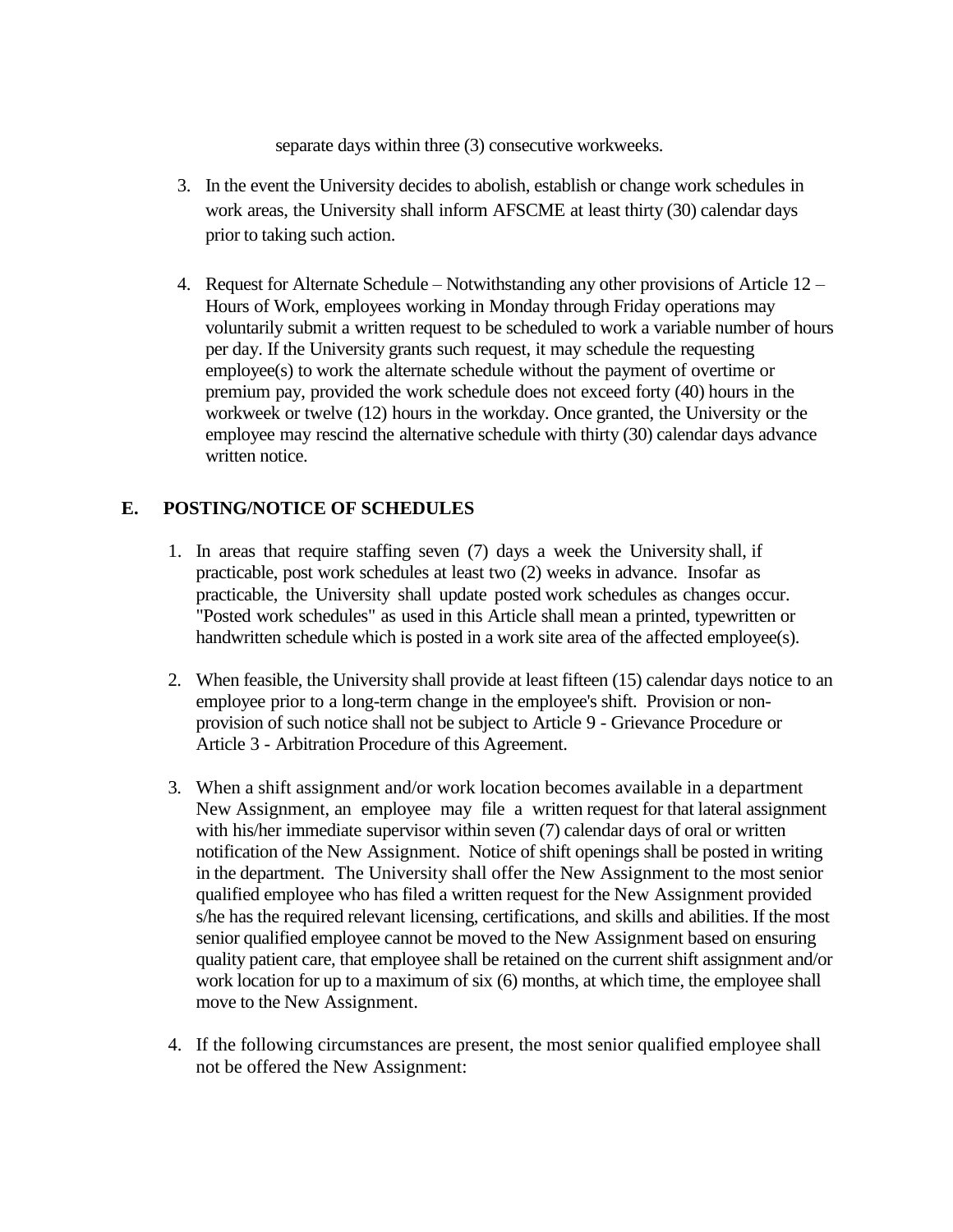separate days within three (3) consecutive workweeks.

3. In the event the University decides to abolish, establish or change work schedules in work areas, the University shall inform AFSCME at least thirty (30) calendar days prior to taking such action.

4. Request for Alternate Schedule – Notwithstanding any other provisions of Article 12 – Hours of Work, employees working in Monday through Friday operations may voluntarily submit a written request to be scheduled to work a variable number of hours per day. If the University grants such request, it may schedule the requesting employee(s) to work the alternate schedule without the payment of overtime or premium pay, provided the work schedule does not exceed forty (40) hours in the workweek or twelve (12) hours in the workday. Once granted, the University or the employee may rescind the alternative schedule with thirty (30) calendar days advance written notice.

## E. POSTING/NOTICE OF SCHEDULES

1. In areas that require staffing seven (7) days a week the University shall, if practicable, post work schedules at least two (2) weeks in advance. Insofar as practicable, the University shall update posted work schedules as changes occur. "Posted work schedules" as used in this Article shall mean a printed, typewritten or handwritten schedule which is posted in a work site area of the affected employee(s).

2. When feasible, the University shall provide at least fifteen (15) calendar days notice to an employee prior to a long-term change in the employee's shift. Provision or non-provision of such notice shall not be subject to Article 9 - Grievance Procedure or Article 3 - Arbitration Procedure of this Agreement.

3. When a shift assignment and/or work location becomes available in a department New Assignment, an employee may file a written request for that lateral assignment with his/her immediate supervisor within seven (7) calendar days of oral or written notification of the New Assignment. Notice of shift openings shall be posted in writing in the department. The University shall offer the New Assignment to the most senior qualified employee who has filed a written request for the New Assignment provided s/he has the required relevant licensing, certifications, and skills and abilities. If the most senior qualified employee cannot be moved to the New Assignment based on ensuring quality patient care, that employee shall be retained on the current shift assignment and/or work location for up to a maximum of six (6) months, at which time, the employee shall move to the New Assignment.

4. If the following circumstances are present, the most senior qualified employee shall not be offered the New Assignment: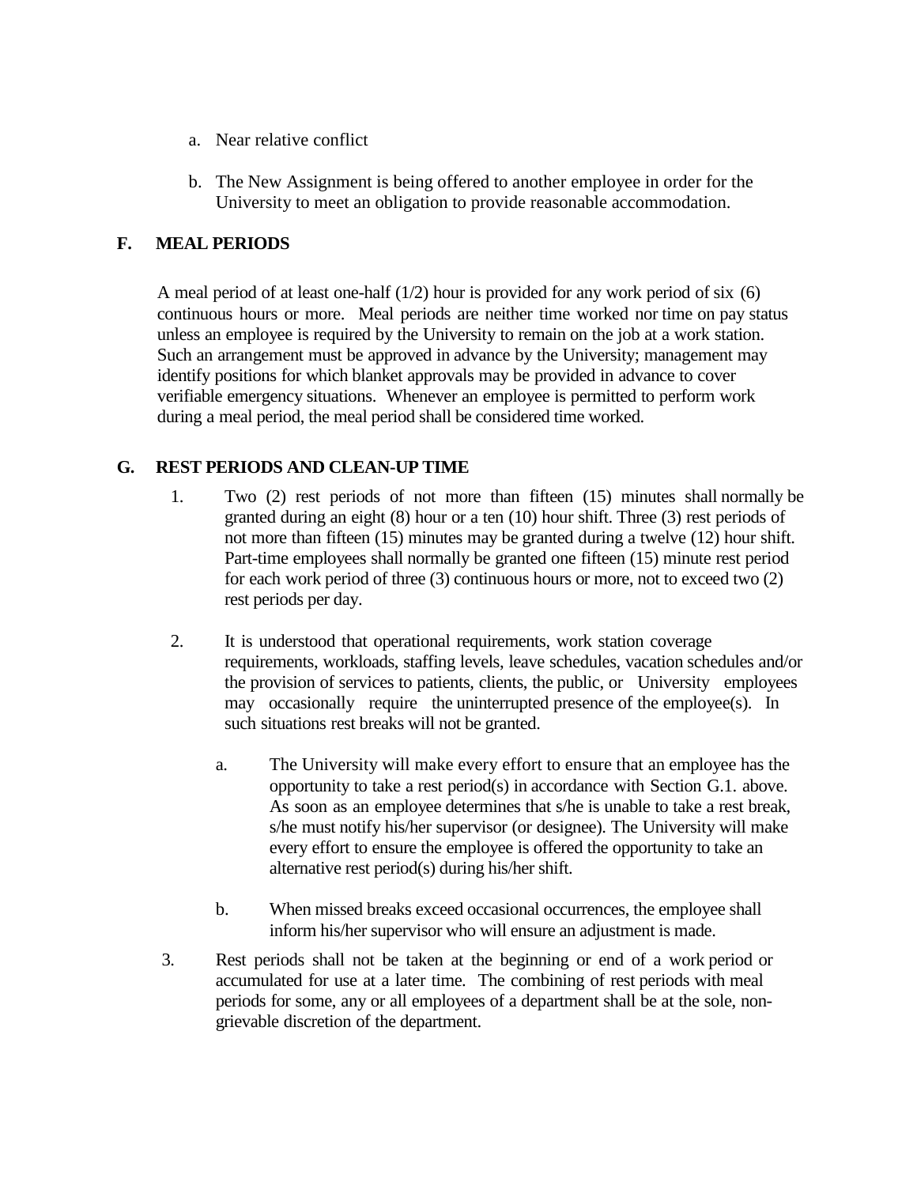a. Near relative conflict

b. The New Assignment is being offered to another employee in order for the University to meet an obligation to provide reasonable accommodation.

## F. MEAL PERIODS

A meal period of at least one-half (1/2) hour is provided for any work period of six (6) continuous hours or more. Meal periods are neither time worked nor time on pay status unless an employee is required by the University to remain on the job at a work station. Such an arrangement must be approved in advance by the University; management may identify positions for which blanket approvals may be provided in advance to cover verifiable emergency situations. Whenever an employee is permitted to perform work during a meal period, the meal period shall be considered time worked.

## G. REST PERIODS AND CLEAN-UP TIME

1. Two (2) rest periods of not more than fifteen (15) minutes shall normally be granted during an eight (8) hour or a ten (10) hour shift. Three (3) rest periods of not more than fifteen (15) minutes may be granted during a twelve (12) hour shift. Part-time employees shall normally be granted one fifteen (15) minute rest period for each work period of three (3) continuous hours or more, not to exceed two (2) rest periods per day.

2. It is understood that operational requirements, work station coverage requirements, workloads, staffing levels, leave schedules, vacation schedules and/or the provision of services to patients, clients, the public, or University employees may occasionally require the uninterrupted presence of the employee(s). In such situations rest breaks will not be granted.

   a. The University will make every effort to ensure that an employee has the opportunity to take a rest period(s) in accordance with Section G.1. above. As soon as an employee determines that s/he is unable to take a rest break, s/he must notify his/her supervisor (or designee). The University will make every effort to ensure the employee is offered the opportunity to take an alternative rest period(s) during his/her shift.

   b. When missed breaks exceed occasional occurrences, the employee shall inform his/her supervisor who will ensure an adjustment is made.

3. Rest periods shall not be taken at the beginning or end of a work period or accumulated for use at a later time. The combining of rest periods with meal periods for some, any or all employees of a department shall be at the sole, non-grievable discretion of the department.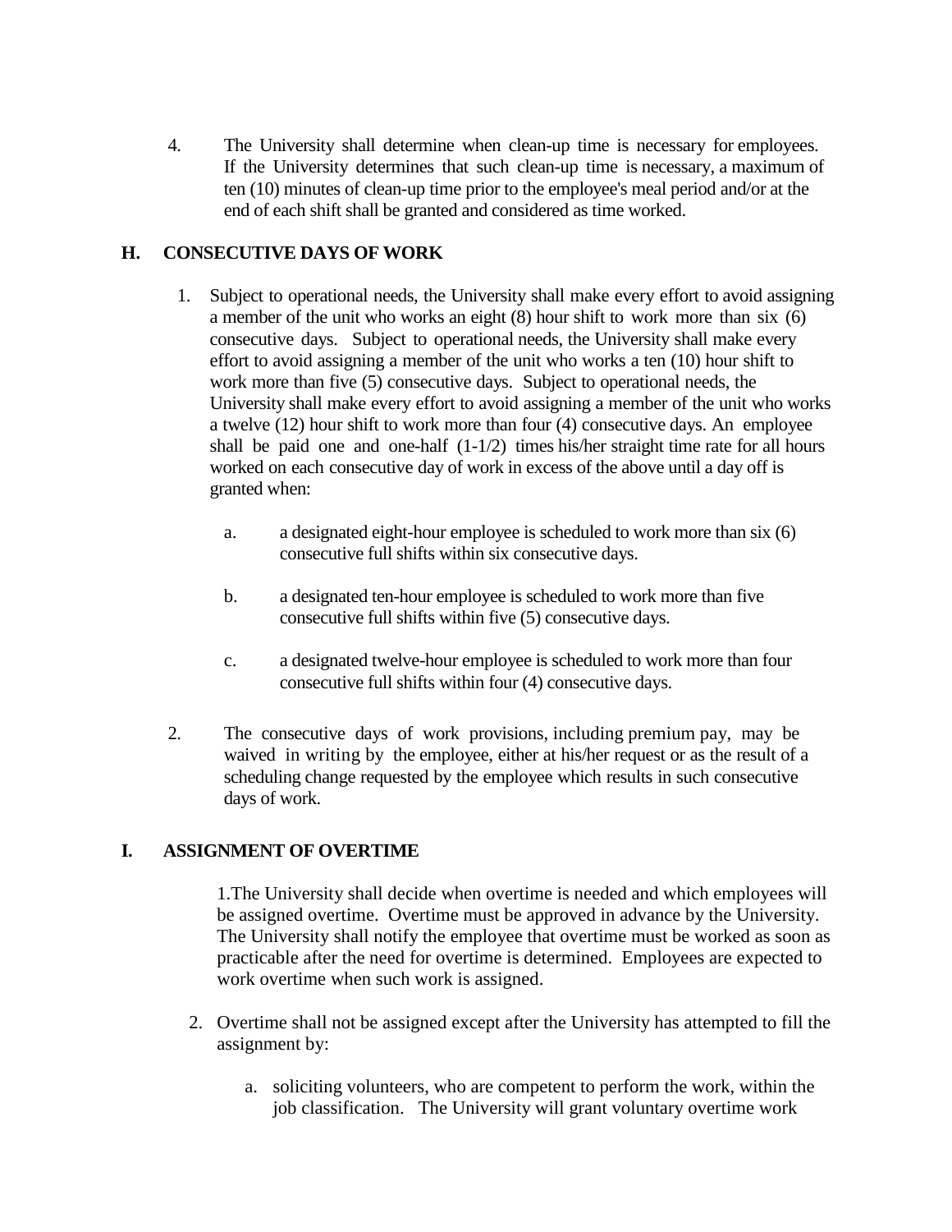4. The University shall determine when clean-up time is necessary for employees. If the University determines that such clean-up time is necessary, a maximum of ten (10) minutes of clean-up time prior to the employee's meal period and/or at the end of each shift shall be granted and considered as time worked.

## H. CONSECUTIVE DAYS OF WORK

1. Subject to operational needs, the University shall make every effort to avoid assigning a member of the unit who works an eight (8) hour shift to work more than six (6) consecutive days. Subject to operational needs, the University shall make every effort to avoid assigning a member of the unit who works a ten (10) hour shift to work more than five (5) consecutive days. Subject to operational needs, the University shall make every effort to avoid assigning a member of the unit who works a twelve (12) hour shift to work more than four (4) consecutive days. An employee shall be paid one and one-half (1-1/2) times his/her straight time rate for all hours worked on each consecutive day of work in excess of the above until a day off is granted when:

   a. a designated eight-hour employee is scheduled to work more than six (6) consecutive full shifts within six consecutive days.

   b. a designated ten-hour employee is scheduled to work more than five consecutive full shifts within five (5) consecutive days.

   c. a designated twelve-hour employee is scheduled to work more than four consecutive full shifts within four (4) consecutive days.

2. The consecutive days of work provisions, including premium pay, may be waived in writing by the employee, either at his/her request or as the result of a scheduling change requested by the employee which results in such consecutive days of work.

## I. ASSIGNMENT OF OVERTIME

1. The University shall decide when overtime is needed and which employees will be assigned overtime. Overtime must be approved in advance by the University. The University shall notify the employee that overtime must be worked as soon as practicable after the need for overtime is determined. Employees are expected to work overtime when such work is assigned.

2. Overtime shall not be assigned except after the University has attempted to fill the assignment by:

   a. soliciting volunteers, who are competent to perform the work, within the job classification. The University will grant voluntary overtime work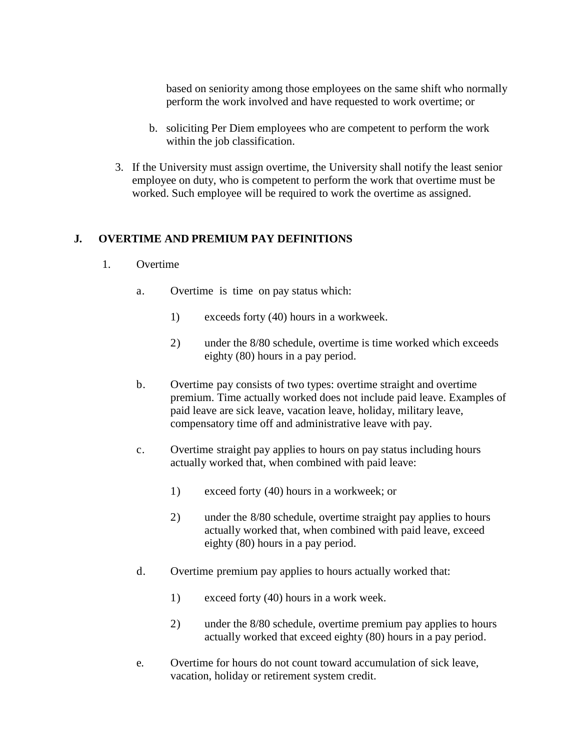based on seniority among those employees on the same shift who normally perform the work involved and have requested to work overtime; or

b. soliciting Per Diem employees who are competent to perform the work within the job classification.

3. If the University must assign overtime, the University shall notify the least senior employee on duty, who is competent to perform the work that overtime must be worked. Such employee will be required to work the overtime as assigned.

## J. OVERTIME AND PREMIUM PAY DEFINITIONS

1. Overtime

   a. Overtime is time on pay status which:

      1) exceeds forty (40) hours in a workweek.

      2) under the 8/80 schedule, overtime is time worked which exceeds eighty (80) hours in a pay period.

   b. Overtime pay consists of two types: overtime straight and overtime premium. Time actually worked does not include paid leave. Examples of paid leave are sick leave, vacation leave, holiday, military leave, compensatory time off and administrative leave with pay.

   c. Overtime straight pay applies to hours on pay status including hours actually worked that, when combined with paid leave:

      1) exceed forty (40) hours in a workweek; or

      2) under the 8/80 schedule, overtime straight pay applies to hours actually worked that, when combined with paid leave, exceed eighty (80) hours in a pay period.

   d. Overtime premium pay applies to hours actually worked that:

      1) exceed forty (40) hours in a work week.

      2) under the 8/80 schedule, overtime premium pay applies to hours actually worked that exceed eighty (80) hours in a pay period.

   e. Overtime for hours do not count toward accumulation of sick leave, vacation, holiday or retirement system credit.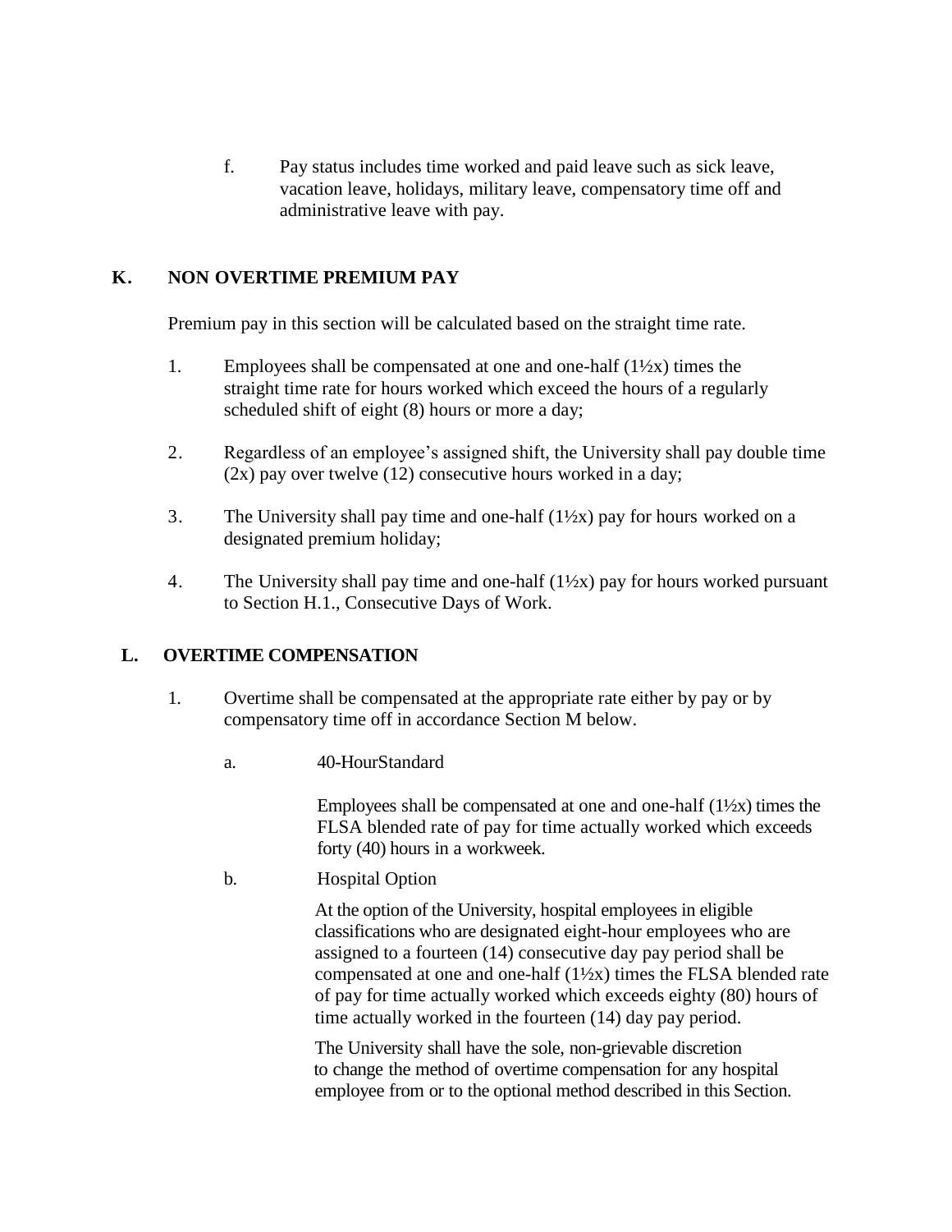f. Pay status includes time worked and paid leave such as sick leave, vacation leave, holidays, military leave, compensatory time off and administrative leave with pay.

## K. NON OVERTIME PREMIUM PAY

Premium pay in this section will be calculated based on the straight time rate.

1. Employees shall be compensated at one and one-half (1½x) times the straight time rate for hours worked which exceed the hours of a regularly scheduled shift of eight (8) hours or more a day;

2. Regardless of an employee's assigned shift, the University shall pay double time (2x) pay over twelve (12) consecutive hours worked in a day;

3. The University shall pay time and one-half (1½x) pay for hours worked on a designated premium holiday;

4. The University shall pay time and one-half (1½x) pay for hours worked pursuant to Section H.1., Consecutive Days of Work.

## L. OVERTIME COMPENSATION

1. Overtime shall be compensated at the appropriate rate either by pay or by compensatory time off in accordance Section M below.

   a. 40-HourStandard

      Employees shall be compensated at one and one-half (1½x) times the FLSA blended rate of pay for time actually worked which exceeds forty (40) hours in a workweek.

   b. Hospital Option

      At the option of the University, hospital employees in eligible classifications who are designated eight-hour employees who are assigned to a fourteen (14) consecutive day pay period shall be compensated at one and one-half (1½x) times the FLSA blended rate of pay for time actually worked which exceeds eighty (80) hours of time actually worked in the fourteen (14) day pay period.

      The University shall have the sole, non-grievable discretion to change the method of overtime compensation for any hospital employee from or to the optional method described in this Section.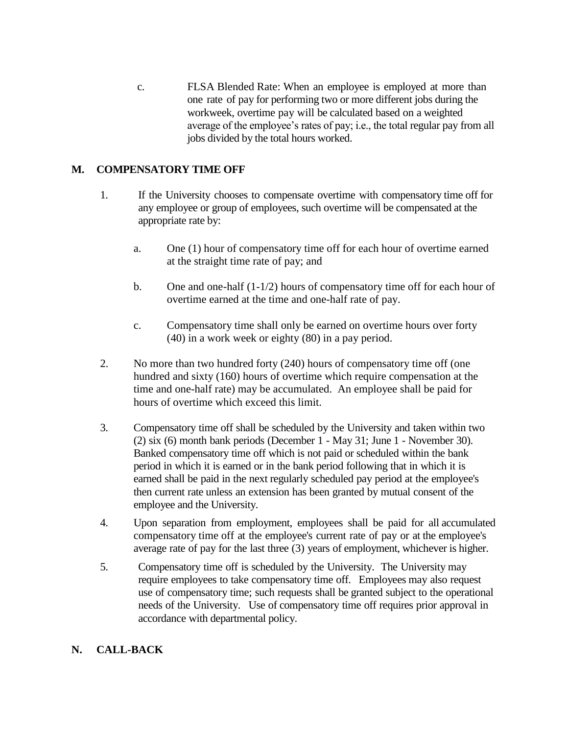c. FLSA Blended Rate: When an employee is employed at more than one rate of pay for performing two or more different jobs during the workweek, overtime pay will be calculated based on a weighted average of the employee's rates of pay; i.e., the total regular pay from all jobs divided by the total hours worked.

## M. COMPENSATORY TIME OFF

1. If the University chooses to compensate overtime with compensatory time off for any employee or group of employees, such overtime will be compensated at the appropriate rate by:

   a. One (1) hour of compensatory time off for each hour of overtime earned at the straight time rate of pay; and

   b. One and one-half (1-1/2) hours of compensatory time off for each hour of overtime earned at the time and one-half rate of pay.

   c. Compensatory time shall only be earned on overtime hours over forty (40) in a work week or eighty (80) in a pay period.

2. No more than two hundred forty (240) hours of compensatory time off (one hundred and sixty (160) hours of overtime which require compensation at the time and one-half rate) may be accumulated. An employee shall be paid for hours of overtime which exceed this limit.

3. Compensatory time off shall be scheduled by the University and taken within two (2) six (6) month bank periods (December 1 - May 31; June 1 - November 30). Banked compensatory time off which is not paid or scheduled within the bank period in which it is earned or in the bank period following that in which it is earned shall be paid in the next regularly scheduled pay period at the employee's then current rate unless an extension has been granted by mutual consent of the employee and the University.

4. Upon separation from employment, employees shall be paid for all accumulated compensatory time off at the employee's current rate of pay or at the employee's average rate of pay for the last three (3) years of employment, whichever is higher.

5. Compensatory time off is scheduled by the University. The University may require employees to take compensatory time off. Employees may also request use of compensatory time; such requests shall be granted subject to the operational needs of the University. Use of compensatory time off requires prior approval in accordance with departmental policy.

## N. CALL-BACK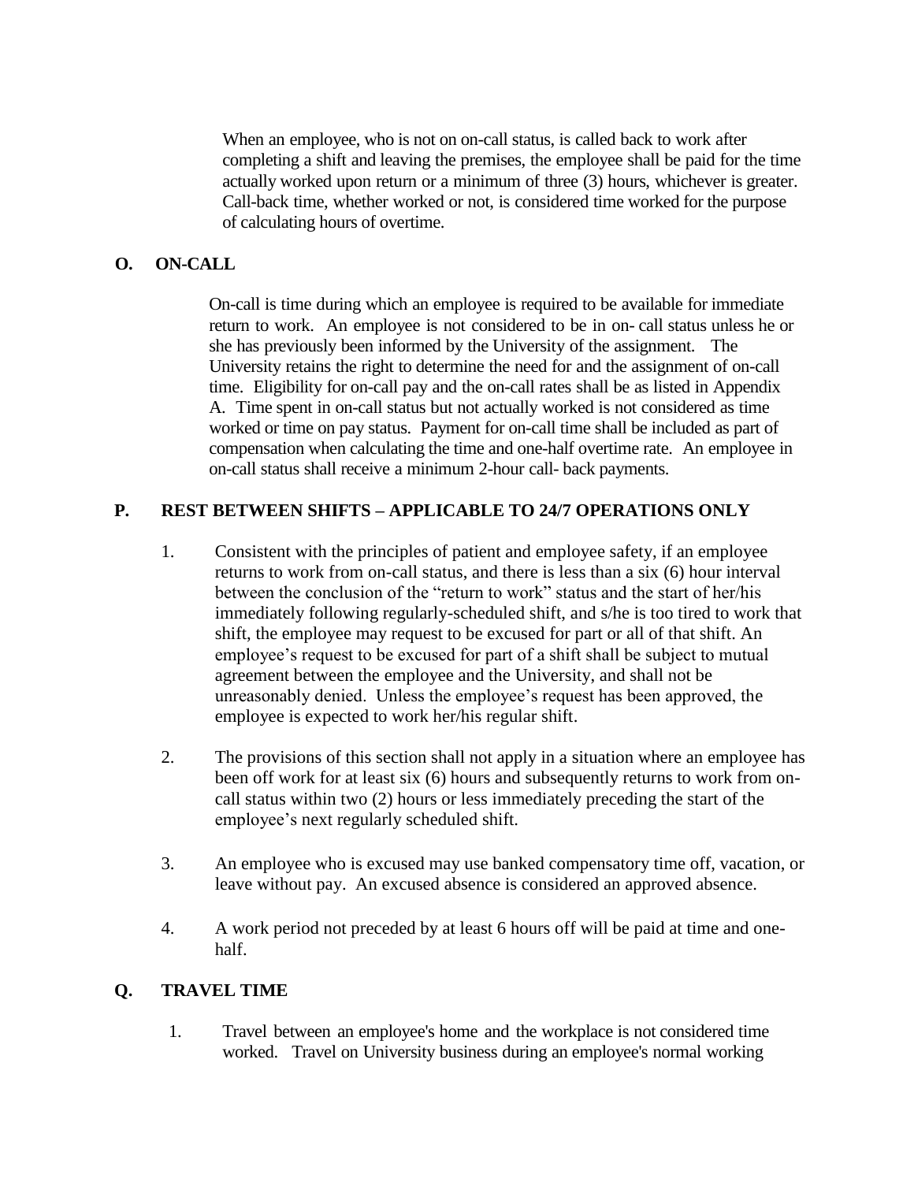When an employee, who is not on on-call status, is called back to work after completing a shift and leaving the premises, the employee shall be paid for the time actually worked upon return or a minimum of three (3) hours, whichever is greater. Call-back time, whether worked or not, is considered time worked for the purpose of calculating hours of overtime.

## O. ON-CALL

On-call is time during which an employee is required to be available for immediate return to work. An employee is not considered to be in on- call status unless he or she has previously been informed by the University of the assignment. The University retains the right to determine the need for and the assignment of on-call time. Eligibility for on-call pay and the on-call rates shall be as listed in Appendix A. Time spent in on-call status but not actually worked is not considered as time worked or time on pay status. Payment for on-call time shall be included as part of compensation when calculating the time and one-half overtime rate. An employee in on-call status shall receive a minimum 2-hour call- back payments.

## P. REST BETWEEN SHIFTS – APPLICABLE TO 24/7 OPERATIONS ONLY

1. Consistent with the principles of patient and employee safety, if an employee returns to work from on-call status, and there is less than a six (6) hour interval between the conclusion of the "return to work" status and the start of her/his immediately following regularly-scheduled shift, and s/he is too tired to work that shift, the employee may request to be excused for part or all of that shift. An employee's request to be excused for part of a shift shall be subject to mutual agreement between the employee and the University, and shall not be unreasonably denied. Unless the employee's request has been approved, the employee is expected to work her/his regular shift.

2. The provisions of this section shall not apply in a situation where an employee has been off work for at least six (6) hours and subsequently returns to work from on-call status within two (2) hours or less immediately preceding the start of the employee's next regularly scheduled shift.

3. An employee who is excused may use banked compensatory time off, vacation, or leave without pay. An excused absence is considered an approved absence.

4. A work period not preceded by at least 6 hours off will be paid at time and one-half.

## Q. TRAVEL TIME

1. Travel between an employee's home and the workplace is not considered time worked. Travel on University business during an employee's normal working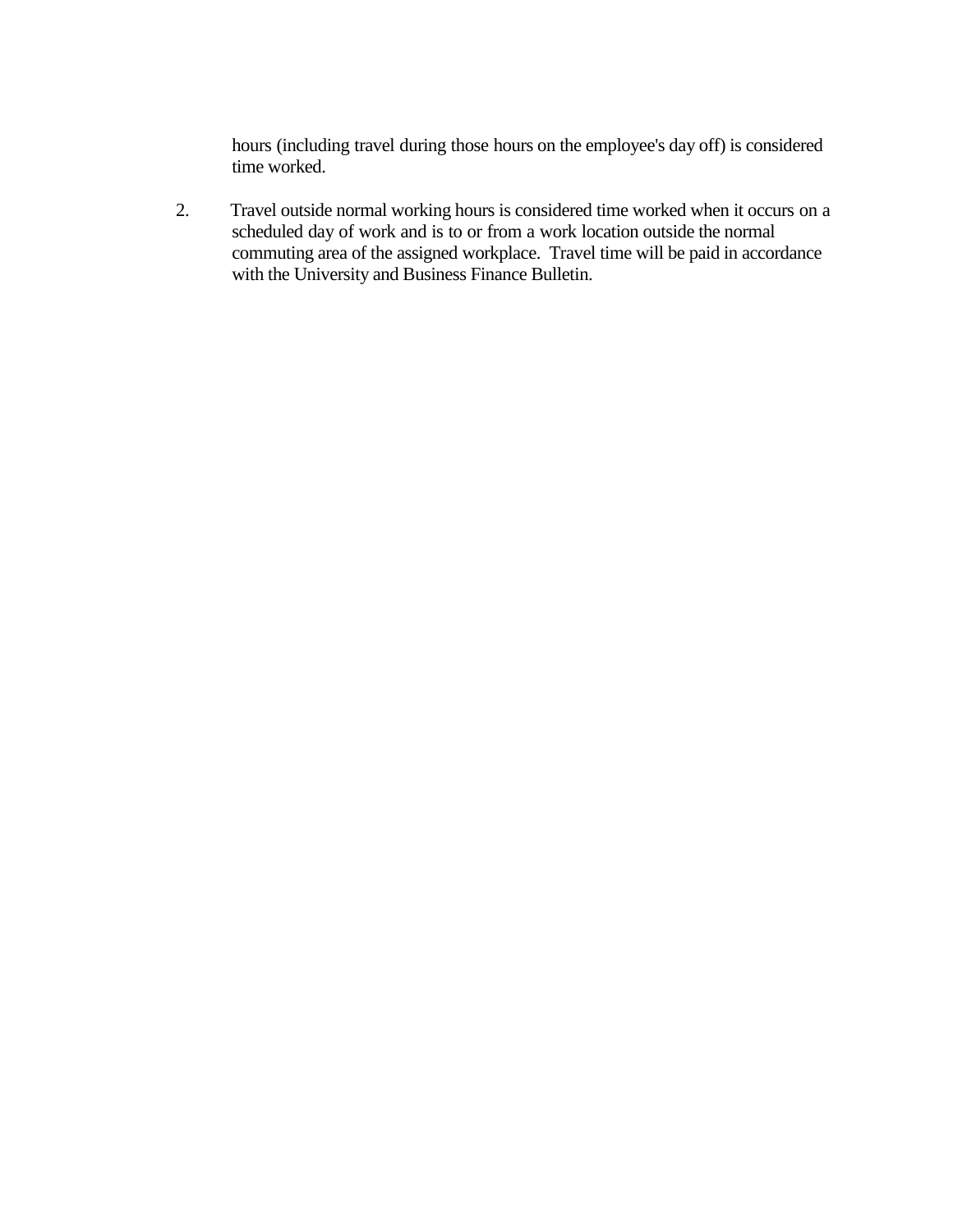hours (including travel during those hours on the employee's day off) is considered time worked.

2. Travel outside normal working hours is considered time worked when it occurs on a scheduled day of work and is to or from a work location outside the normal commuting area of the assigned workplace. Travel time will be paid in accordance with the University and Business Finance Bulletin.